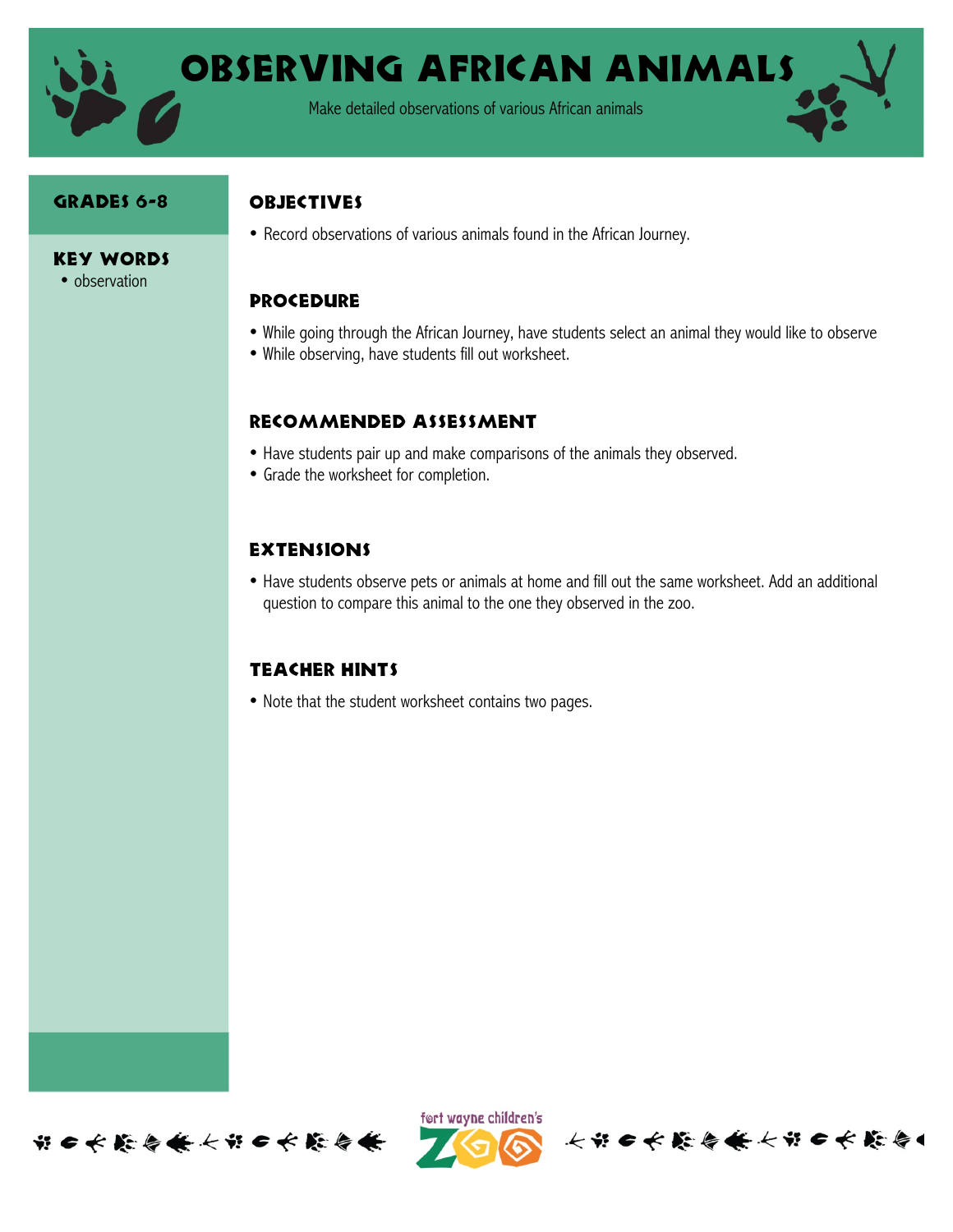# Observing African Animals

Make detailed observations of various African animals

## Grades 6-8

## Key Words

- observation

## Objectives

- Record observations of various animals found in the African Journey.

## Procedure

- While going through the African Journey, have students select an animal they would like to observe
- While observing, have students fill out worksheet.

## Recommended Assessment

- Have students pair up and make comparisons of the animals they observed.
- Grade the worksheet for completion.

## Extensions

- Have students observe pets or animals at home and fill out the same worksheet. Add an additional question to compare this animal to the one they observed in the zoo.

## Teacher Hints

- Note that the student worksheet contains two pages.

fort wayne children's ZOO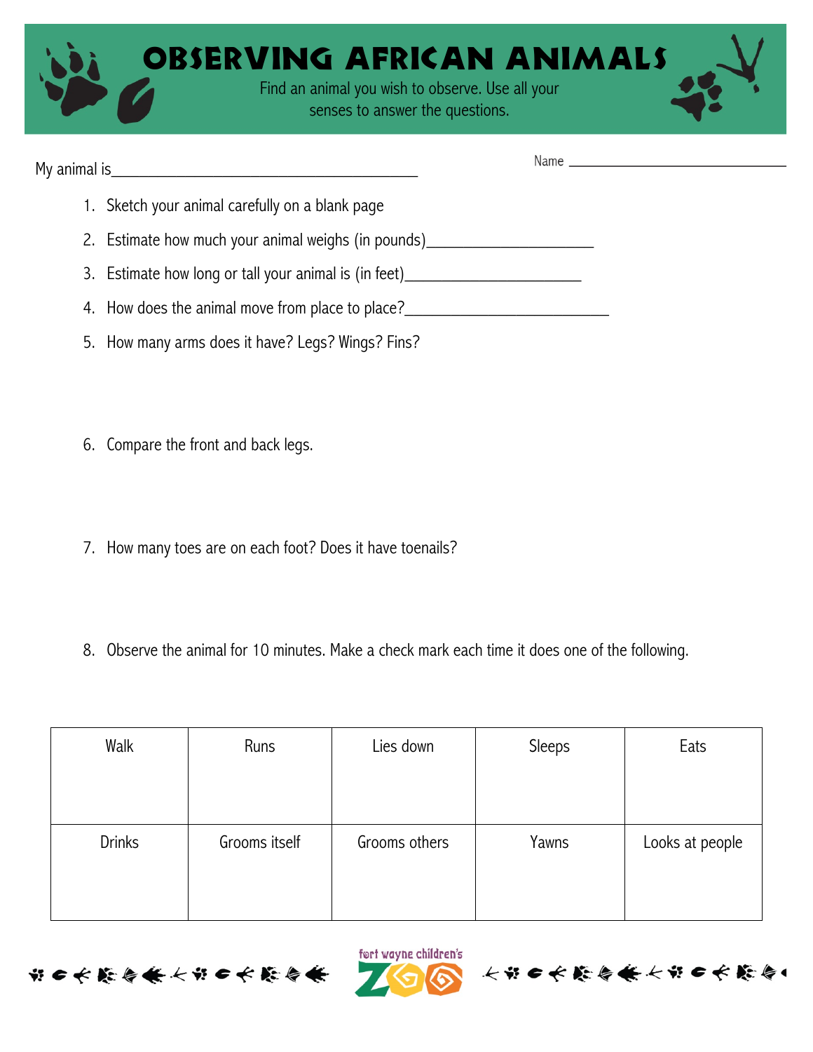# OBSERVING AFRICAN ANIMALS

Find an animal you wish to observe. Use all your senses to answer the questions.

My animal is________________________________________ Name ________________________________

1. Sketch your animal carefully on a blank page
2. Estimate how much your animal weighs (in pounds)_____________________
3. Estimate how long or tall your animal is (in feet)______________________
4. How does the animal move from place to place?___________________________
5. How many arms does it have? Legs? Wings? Fins?

6. Compare the front and back legs.

7. How many toes are on each foot? Does it have toenails?

8. Observe the animal for 10 minutes. Make a check mark each time it does one of the following.

| Walk | Runs | Lies down | Sleeps | Eats |
| --- | --- | --- | --- | --- |
| | | | | |
| Drinks | Grooms itself | Grooms others | Yawns | Looks at people |
| | | | | |

fort wayne children's ZOO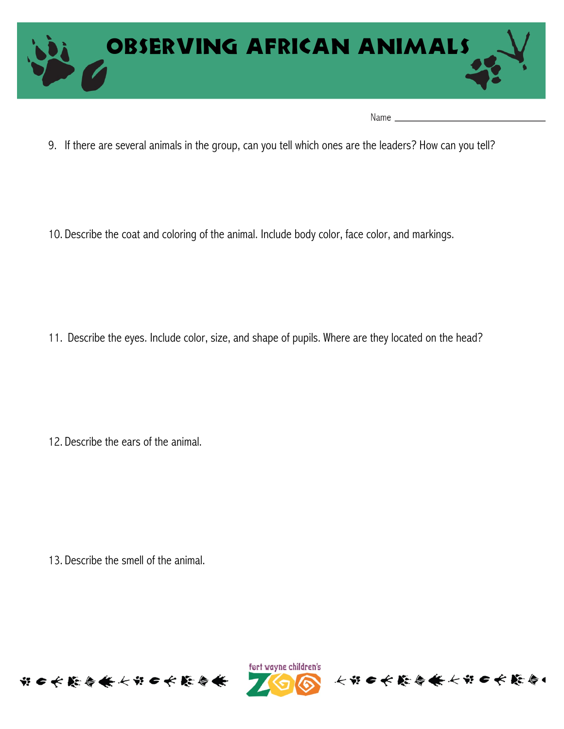# Observing African Animals

Name ________________________________

9. If there are several animals in the group, can you tell which ones are the leaders? How can you tell?

10. Describe the coat and coloring of the animal. Include body color, face color, and markings.

11. Describe the eyes. Include color, size, and shape of pupils. Where are they located on the head?

12. Describe the ears of the animal.

13. Describe the smell of the animal.

fort wayne children's ZOO